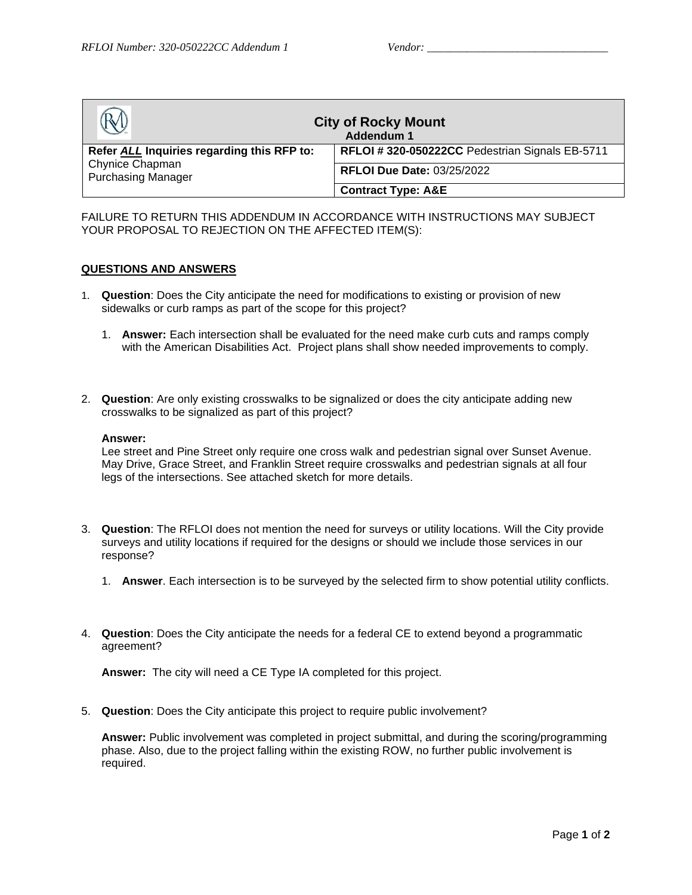RFLOI Number: 320-050222CC Addendum 1 Vendor: ________________________________

| City of Rocky Mount<br>Addendum 1 | |
|---|---|
| **Refer *ALL* Inquiries regarding this RFP to:**<br>Chynice Chapman<br>Purchasing Manager | **RFLOI # 320-050222CC** Pedestrian Signals EB-5711 |
| | **RFLOI Due Date:** 03/25/2022 |
| | **Contract Type: A&E** |

FAILURE TO RETURN THIS ADDENDUM IN ACCORDANCE WITH INSTRUCTIONS MAY SUBJECT YOUR PROPOSAL TO REJECTION ON THE AFFECTED ITEM(S):

## QUESTIONS AND ANSWERS

1. **Question**: Does the City anticipate the need for modifications to existing or provision of new sidewalks or curb ramps as part of the scope for this project?

   1. **Answer:** Each intersection shall be evaluated for the need make curb cuts and ramps comply with the American Disabilities Act. Project plans shall show needed improvements to comply.

2. **Question**: Are only existing crosswalks to be signalized or does the city anticipate adding new crosswalks to be signalized as part of this project?

   **Answer:**
   Lee street and Pine Street only require one cross walk and pedestrian signal over Sunset Avenue. May Drive, Grace Street, and Franklin Street require crosswalks and pedestrian signals at all four legs of the intersections. See attached sketch for more details.

3. **Question**: The RFLOI does not mention the need for surveys or utility locations. Will the City provide surveys and utility locations if required for the designs or should we include those services in our response?

   1. **Answer**. Each intersection is to be surveyed by the selected firm to show potential utility conflicts.

4. **Question**: Does the City anticipate the needs for a federal CE to extend beyond a programmatic agreement?

   **Answer:** The city will need a CE Type IA completed for this project.

5. **Question**: Does the City anticipate this project to require public involvement?

   **Answer:** Public involvement was completed in project submittal, and during the scoring/programming phase. Also, due to the project falling within the existing ROW, no further public involvement is required.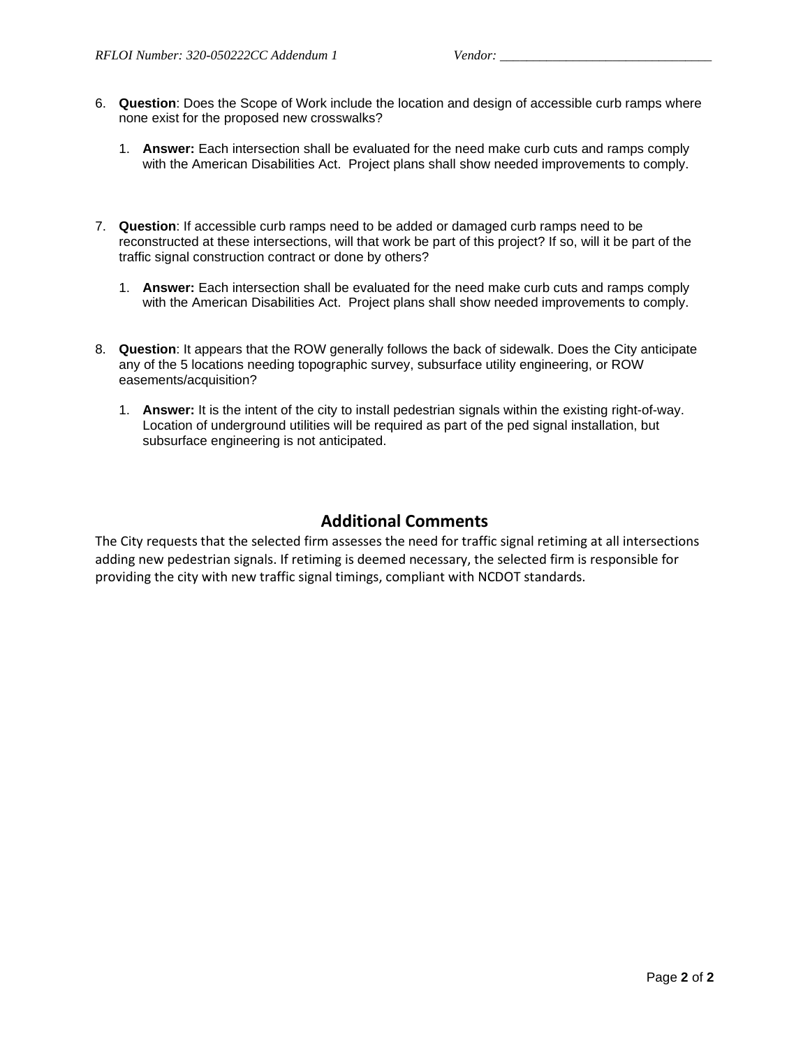6. **Question**: Does the Scope of Work include the location and design of accessible curb ramps where none exist for the proposed new crosswalks?

    1. **Answer:** Each intersection shall be evaluated for the need make curb cuts and ramps comply with the American Disabilities Act. Project plans shall show needed improvements to comply.

7. **Question**: If accessible curb ramps need to be added or damaged curb ramps need to be reconstructed at these intersections, will that work be part of this project? If so, will it be part of the traffic signal construction contract or done by others?

    1. **Answer:** Each intersection shall be evaluated for the need make curb cuts and ramps comply with the American Disabilities Act. Project plans shall show needed improvements to comply.

8. **Question**: It appears that the ROW generally follows the back of sidewalk. Does the City anticipate any of the 5 locations needing topographic survey, subsurface utility engineering, or ROW easements/acquisition?

    1. **Answer:** It is the intent of the city to install pedestrian signals within the existing right-of-way. Location of underground utilities will be required as part of the ped signal installation, but subsurface engineering is not anticipated.

## Additional Comments

The City requests that the selected firm assesses the need for traffic signal retiming at all intersections adding new pedestrian signals. If retiming is deemed necessary, the selected firm is responsible for providing the city with new traffic signal timings, compliant with NCDOT standards.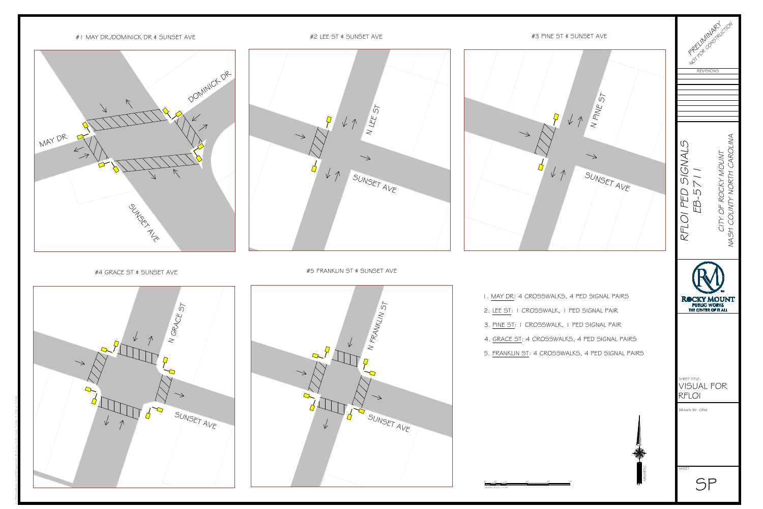#1 MAY DR./DOMINICK DR & SUNSET AVE

MAY DR

DOMINICK DR

SUNSET AVE

#2 LEE ST & SUNSET AVE

N LEE ST

SUNSET AVE

#3 PINE ST & SUNSET AVE

N PINE ST

SUNSET AVE

#4 GRACE ST & SUNSET AVE

N GRACE ST

SUNSET AVE

#5 FRANKLIN ST & SUNSET AVE

N FRANKLIN ST

SUNSET AVE

1. MAY DR: 4 CROSSWALKS, 4 PED SIGNAL PAIRS
2. LEE ST: 1 CROSSWALK, 1 PED SIGNAL PAIR
3. PINE ST: 1 CROSSWALK, 1 PED SIGNAL PAIR
4. GRACE ST: 4 CROSSWALKS, 4 PED SIGNAL PAIRS
5. FRANKLIN ST: 4 CROSSWALKS, 4 PED SIGNAL PAIRS

GRAPHIC SCALE

MAGNETIC

PRELIMINARY NOT FOR CONSTRUCTION

REVISIONS

RFLOI PED SIGNALS
EB-5711

CITY OF ROCKY MOUNT
NASH COUNTY NORTH CAROLINA

ROCKY MOUNT
PUBLIC WORKS
THE CENTER OF IT ALL

SHEET TITLE:
VISUAL FOR RFLOI

DRAWN BY: DRM

SHEET
SP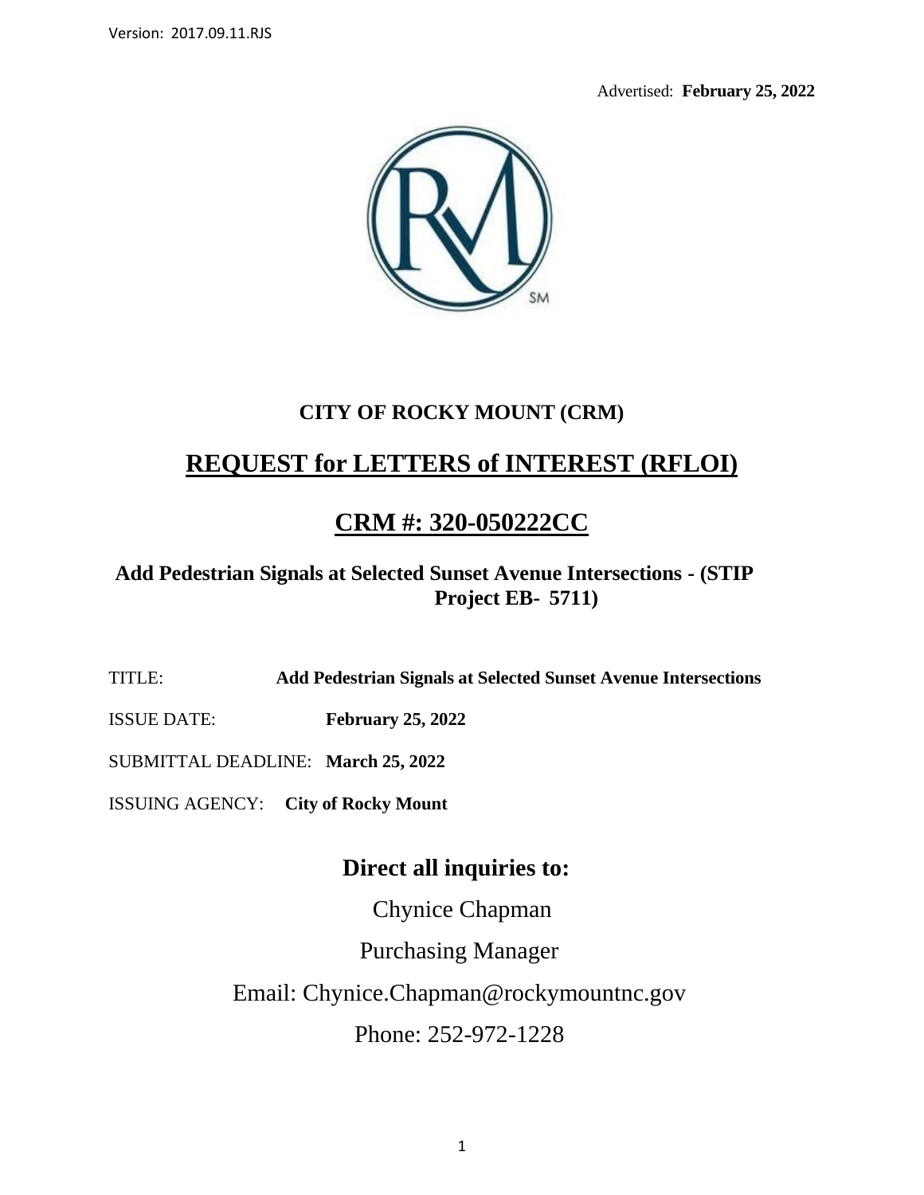Version: 2017.09.11.RJS

Advertised: **February 25, 2022**

**CITY OF ROCKY MOUNT (CRM)**

# REQUEST for LETTERS of INTEREST (RFLOI)

## CRM #: 320-050222CC

**Add Pedestrian Signals at Selected Sunset Avenue Intersections - (STIP Project EB- 5711)**

TITLE: **Add Pedestrian Signals at Selected Sunset Avenue Intersections**

ISSUE DATE: **February 25, 2022**

SUBMITTAL DEADLINE: **March 25, 2022**

ISSUING AGENCY: **City of Rocky Mount**

### Direct all inquiries to:

Chynice Chapman

Purchasing Manager

Email: Chynice.Chapman@rockymountnc.gov

Phone: 252-972-1228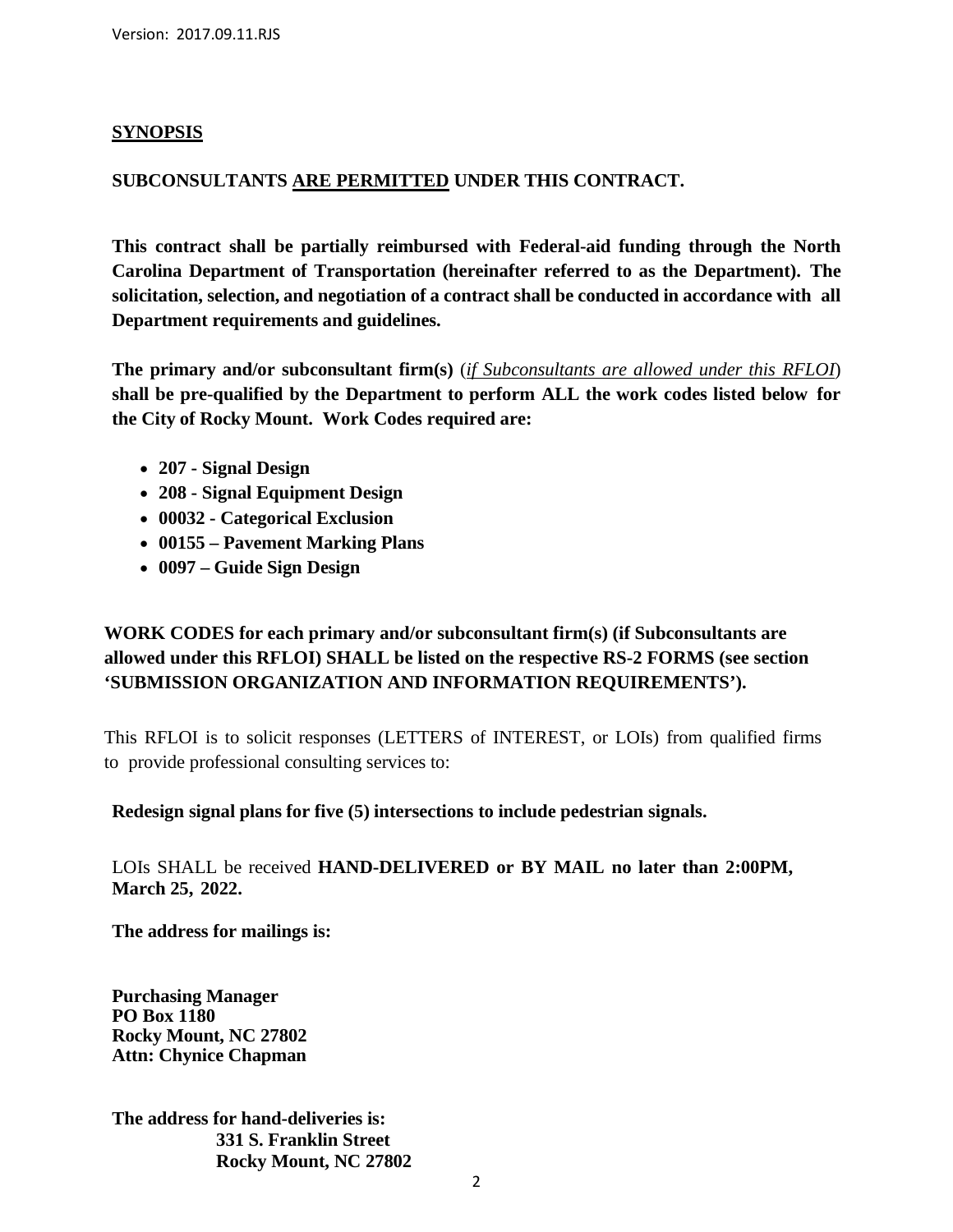## **<u>SYNOPSIS</u>**

**SUBCONSULTANTS <u>ARE PERMITTED</u> UNDER THIS CONTRACT.**

**This contract shall be partially reimbursed with Federal-aid funding through the North Carolina Department of Transportation (hereinafter referred to as the Department). The solicitation, selection, and negotiation of a contract shall be conducted in accordance with all Department requirements and guidelines.**

**The primary and/or subconsultant firm(s)** (*<u>if Subconsultants are allowed under this RFLOI</u>*) **shall be pre-qualified by the Department to perform ALL the work codes listed below for the City of Rocky Mount. Work Codes required are:**

- **207 - Signal Design**
- **208 - Signal Equipment Design**
- **00032 - Categorical Exclusion**
- **00155 – Pavement Marking Plans**
- **0097 – Guide Sign Design**

**WORK CODES for each primary and/or subconsultant firm(s) (if Subconsultants are allowed under this RFLOI) SHALL be listed on the respective RS-2 FORMS (see section 'SUBMISSION ORGANIZATION AND INFORMATION REQUIREMENTS').**

This RFLOI is to solicit responses (LETTERS of INTEREST, or LOIs) from qualified firms to provide professional consulting services to:

**Redesign signal plans for five (5) intersections to include pedestrian signals.**

LOIs SHALL be received **HAND-DELIVERED or BY MAIL no later than 2:00PM, March 25, 2022.**

**The address for mailings is:**

**Purchasing Manager**
**PO Box 1180**
**Rocky Mount, NC 27802**
**Attn: Chynice Chapman**

**The address for hand-deliveries is:**
**331 S. Franklin Street**
**Rocky Mount, NC 27802**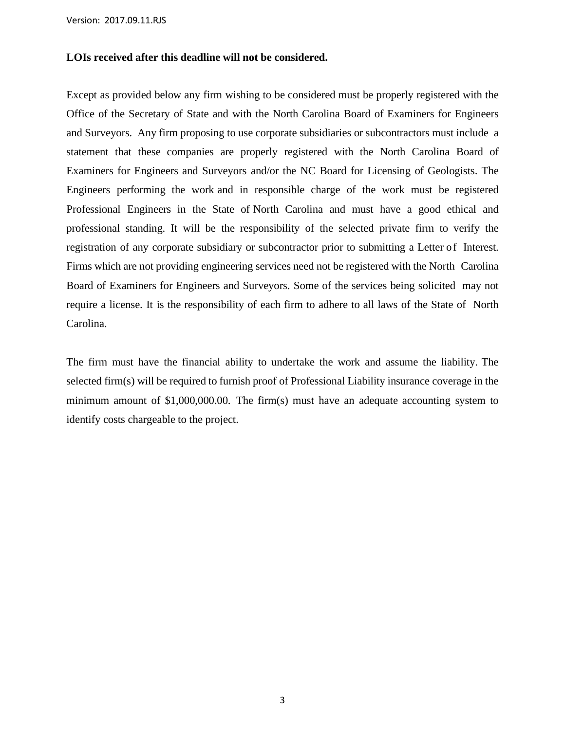**LOIs received after this deadline will not be considered.**

Except as provided below any firm wishing to be considered must be properly registered with the Office of the Secretary of State and with the North Carolina Board of Examiners for Engineers and Surveyors. Any firm proposing to use corporate subsidiaries or subcontractors must include a statement that these companies are properly registered with the North Carolina Board of Examiners for Engineers and Surveyors and/or the NC Board for Licensing of Geologists. The Engineers performing the work and in responsible charge of the work must be registered Professional Engineers in the State of North Carolina and must have a good ethical and professional standing. It will be the responsibility of the selected private firm to verify the registration of any corporate subsidiary or subcontractor prior to submitting a Letter of Interest. Firms which are not providing engineering services need not be registered with the North Carolina Board of Examiners for Engineers and Surveyors. Some of the services being solicited may not require a license. It is the responsibility of each firm to adhere to all laws of the State of North Carolina.

The firm must have the financial ability to undertake the work and assume the liability. The selected firm(s) will be required to furnish proof of Professional Liability insurance coverage in the minimum amount of $1,000,000.00. The firm(s) must have an adequate accounting system to identify costs chargeable to the project.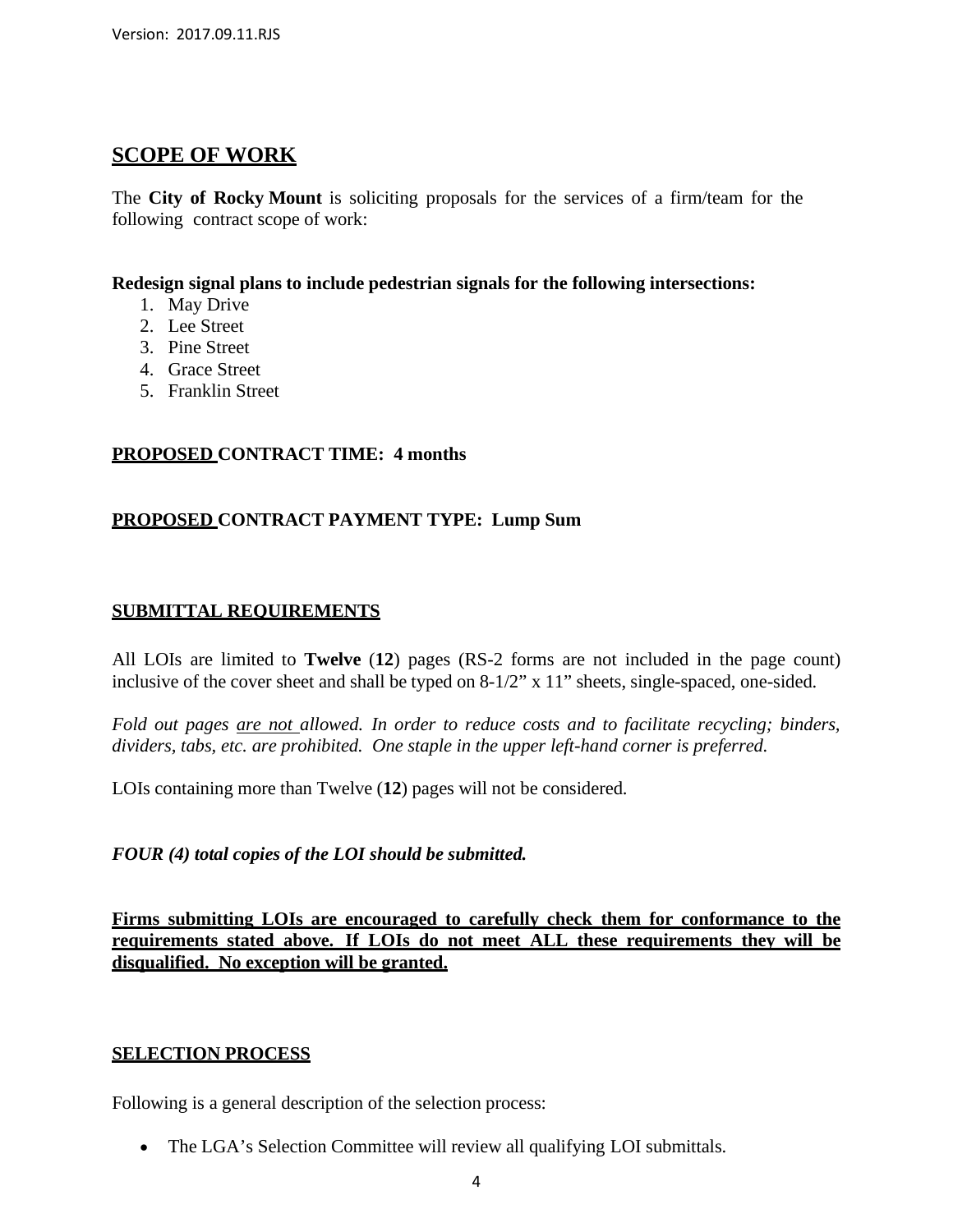## SCOPE OF WORK

The **City of Rocky Mount** is soliciting proposals for the services of a firm/team for the following contract scope of work:

**Redesign signal plans to include pedestrian signals for the following intersections:**

1. May Drive
2. Lee Street
3. Pine Street
4. Grace Street
5. Franklin Street

**PROPOSED CONTRACT TIME: 4 months**

**PROPOSED CONTRACT PAYMENT TYPE: Lump Sum**

**SUBMITTAL REQUIREMENTS**

All LOIs are limited to **Twelve** (**12**) pages (RS-2 forms are not included in the page count) inclusive of the cover sheet and shall be typed on 8-1/2" x 11" sheets, single-spaced, one-sided.

*Fold out pages are not allowed. In order to reduce costs and to facilitate recycling; binders, dividers, tabs, etc. are prohibited. One staple in the upper left-hand corner is preferred.*

LOIs containing more than Twelve (**12**) pages will not be considered.

***FOUR (4) total copies of the LOI should be submitted.***

**Firms submitting LOIs are encouraged to carefully check them for conformance to the requirements stated above. If LOIs do not meet ALL these requirements they will be disqualified. No exception will be granted.**

**SELECTION PROCESS**

Following is a general description of the selection process:

- The LGA's Selection Committee will review all qualifying LOI submittals.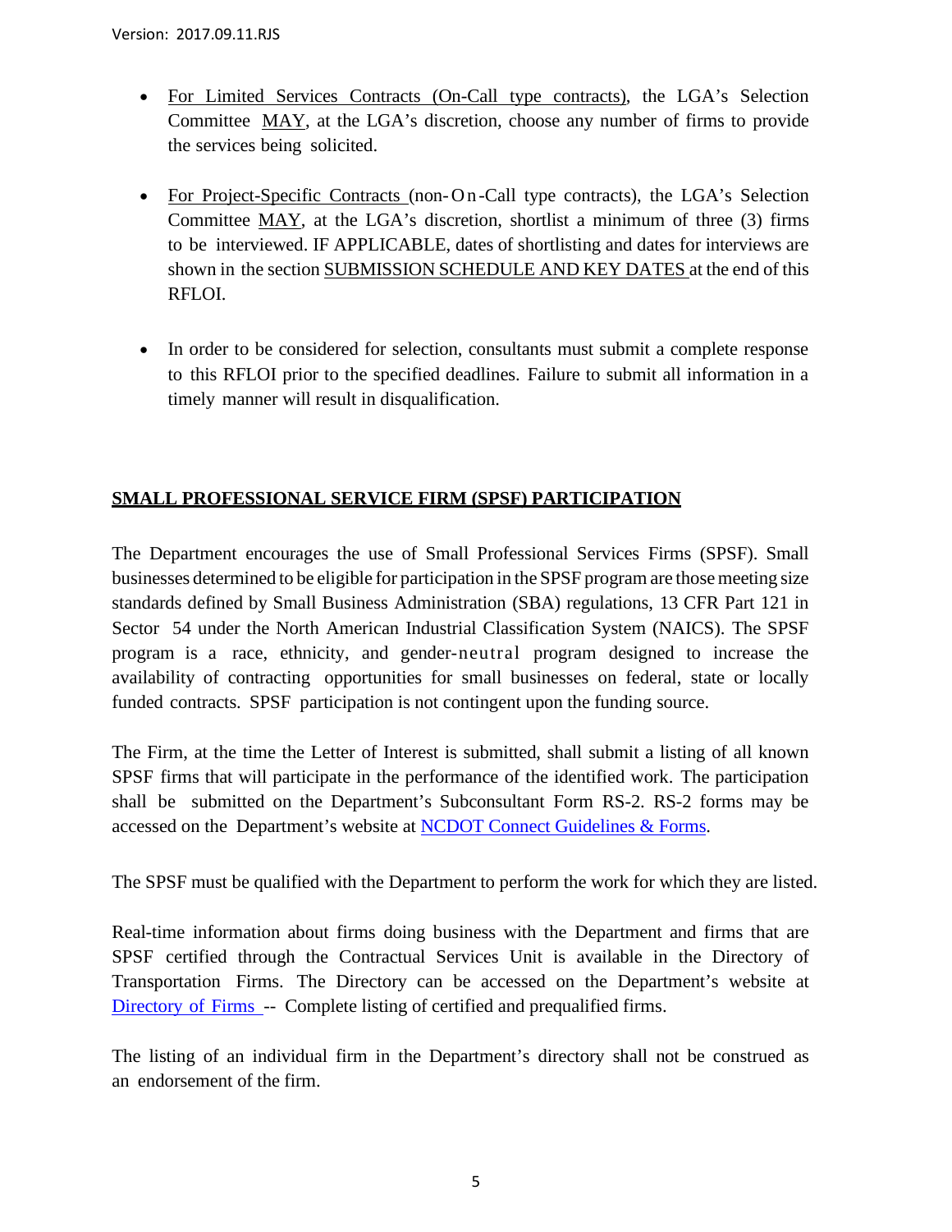- For Limited Services Contracts (On-Call type contracts), the LGA's Selection Committee MAY, at the LGA's discretion, choose any number of firms to provide the services being solicited.

- For Project-Specific Contracts (non-On-Call type contracts), the LGA's Selection Committee MAY, at the LGA's discretion, shortlist a minimum of three (3) firms to be interviewed. IF APPLICABLE, dates of shortlisting and dates for interviews are shown in the section SUBMISSION SCHEDULE AND KEY DATES at the end of this RFLOI.

- In order to be considered for selection, consultants must submit a complete response to this RFLOI prior to the specified deadlines. Failure to submit all information in a timely manner will result in disqualification.

## SMALL PROFESSIONAL SERVICE FIRM (SPSF) PARTICIPATION

The Department encourages the use of Small Professional Services Firms (SPSF). Small businesses determined to be eligible for participation in the SPSF program are those meeting size standards defined by Small Business Administration (SBA) regulations, 13 CFR Part 121 in Sector 54 under the North American Industrial Classification System (NAICS). The SPSF program is a race, ethnicity, and gender-neutral program designed to increase the availability of contracting opportunities for small businesses on federal, state or locally funded contracts. SPSF participation is not contingent upon the funding source.

The Firm, at the time the Letter of Interest is submitted, shall submit a listing of all known SPSF firms that will participate in the performance of the identified work. The participation shall be submitted on the Department's Subconsultant Form RS-2. RS-2 forms may be accessed on the Department's website at NCDOT Connect Guidelines & Forms.

The SPSF must be qualified with the Department to perform the work for which they are listed.

Real-time information about firms doing business with the Department and firms that are SPSF certified through the Contractual Services Unit is available in the Directory of Transportation Firms. The Directory can be accessed on the Department's website at Directory of Firms -- Complete listing of certified and prequalified firms.

The listing of an individual firm in the Department's directory shall not be construed as an endorsement of the firm.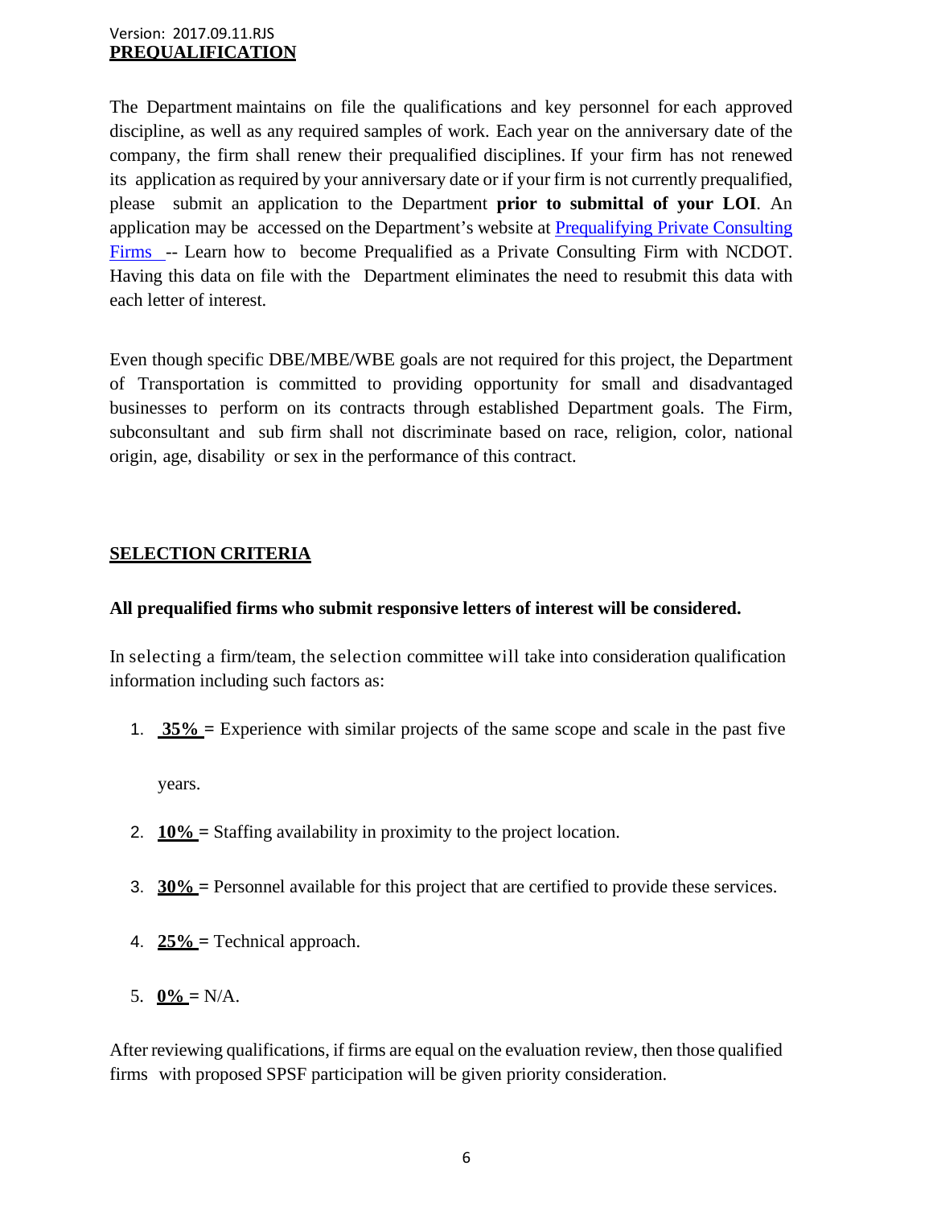Version: 2017.09.11.RJS

## PREQUALIFICATION

The Department maintains on file the qualifications and key personnel for each approved discipline, as well as any required samples of work. Each year on the anniversary date of the company, the firm shall renew their prequalified disciplines. If your firm has not renewed its application as required by your anniversary date or if your firm is not currently prequalified, please submit an application to the Department **prior to submittal of your LOI**. An application may be accessed on the Department's website at Prequalifying Private Consulting Firms -- Learn how to become Prequalified as a Private Consulting Firm with NCDOT. Having this data on file with the Department eliminates the need to resubmit this data with each letter of interest.

Even though specific DBE/MBE/WBE goals are not required for this project, the Department of Transportation is committed to providing opportunity for small and disadvantaged businesses to perform on its contracts through established Department goals. The Firm, subconsultant and sub firm shall not discriminate based on race, religion, color, national origin, age, disability or sex in the performance of this contract.

## SELECTION CRITERIA

**All prequalified firms who submit responsive letters of interest will be considered.**

In selecting a firm/team, the selection committee will take into consideration qualification information including such factors as:

1. **35%** = Experience with similar projects of the same scope and scale in the past five years.
2. **10%** = Staffing availability in proximity to the project location.
3. **30%** = Personnel available for this project that are certified to provide these services.
4. **25%** = Technical approach.
5. **0%** = N/A.

After reviewing qualifications, if firms are equal on the evaluation review, then those qualified firms with proposed SPSF participation will be given priority consideration.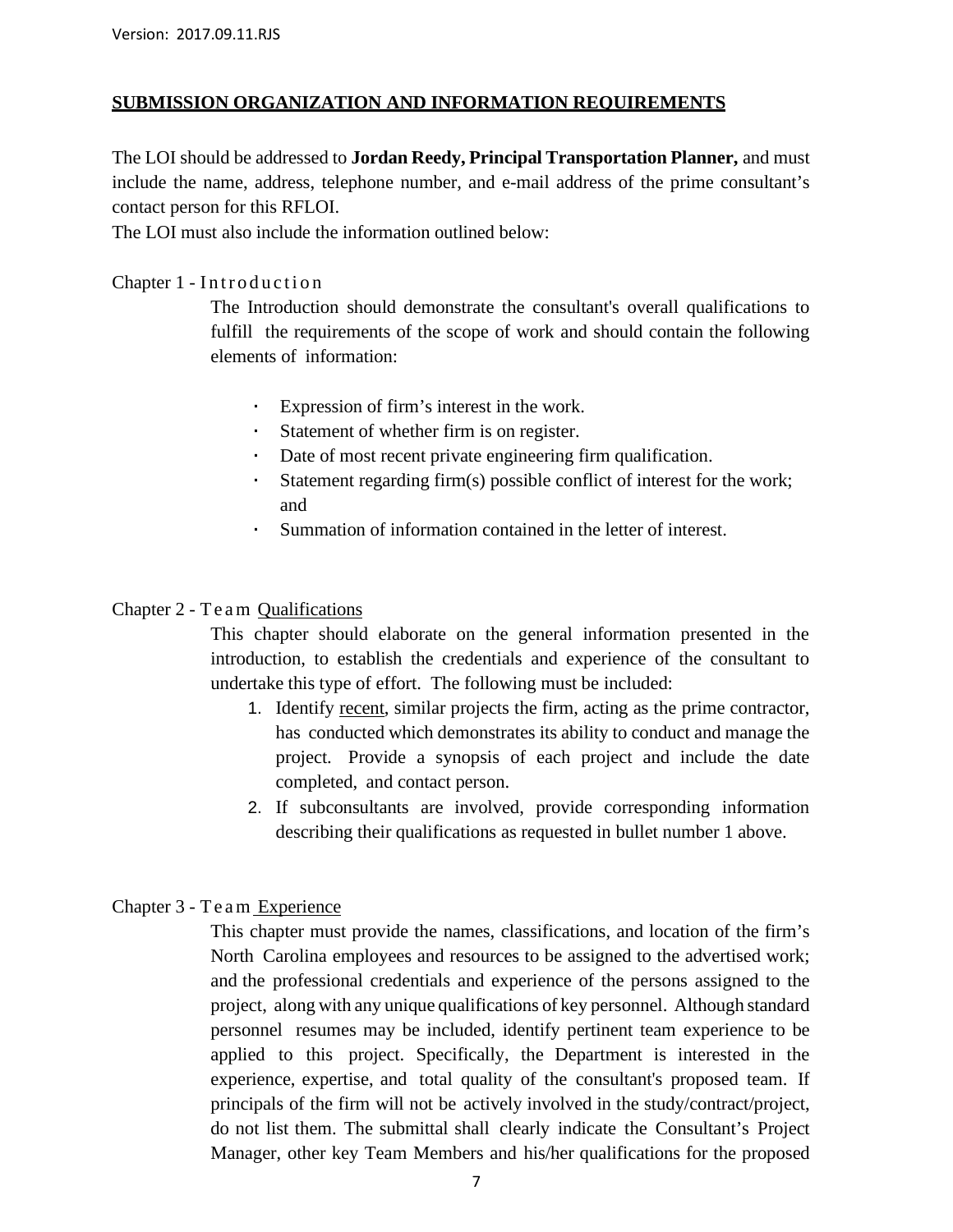## SUBMISSION ORGANIZATION AND INFORMATION REQUIREMENTS

The LOI should be addressed to **Jordan Reedy, Principal Transportation Planner,** and must include the name, address, telephone number, and e-mail address of the prime consultant's contact person for this RFLOI.

The LOI must also include the information outlined below:

### Chapter 1 - Introduction

The Introduction should demonstrate the consultant's overall qualifications to fulfill the requirements of the scope of work and should contain the following elements of information:

- Expression of firm's interest in the work.
- Statement of whether firm is on register.
- Date of most recent private engineering firm qualification.
- Statement regarding firm(s) possible conflict of interest for the work; and
- Summation of information contained in the letter of interest.

### Chapter 2 - Team Qualifications

This chapter should elaborate on the general information presented in the introduction, to establish the credentials and experience of the consultant to undertake this type of effort. The following must be included:

1. Identify recent, similar projects the firm, acting as the prime contractor, has conducted which demonstrates its ability to conduct and manage the project. Provide a synopsis of each project and include the date completed, and contact person.
2. If subconsultants are involved, provide corresponding information describing their qualifications as requested in bullet number 1 above.

### Chapter 3 - Team Experience

This chapter must provide the names, classifications, and location of the firm's North Carolina employees and resources to be assigned to the advertised work; and the professional credentials and experience of the persons assigned to the project, along with any unique qualifications of key personnel. Although standard personnel resumes may be included, identify pertinent team experience to be applied to this project. Specifically, the Department is interested in the experience, expertise, and total quality of the consultant's proposed team. If principals of the firm will not be actively involved in the study/contract/project, do not list them. The submittal shall clearly indicate the Consultant's Project Manager, other key Team Members and his/her qualifications for the proposed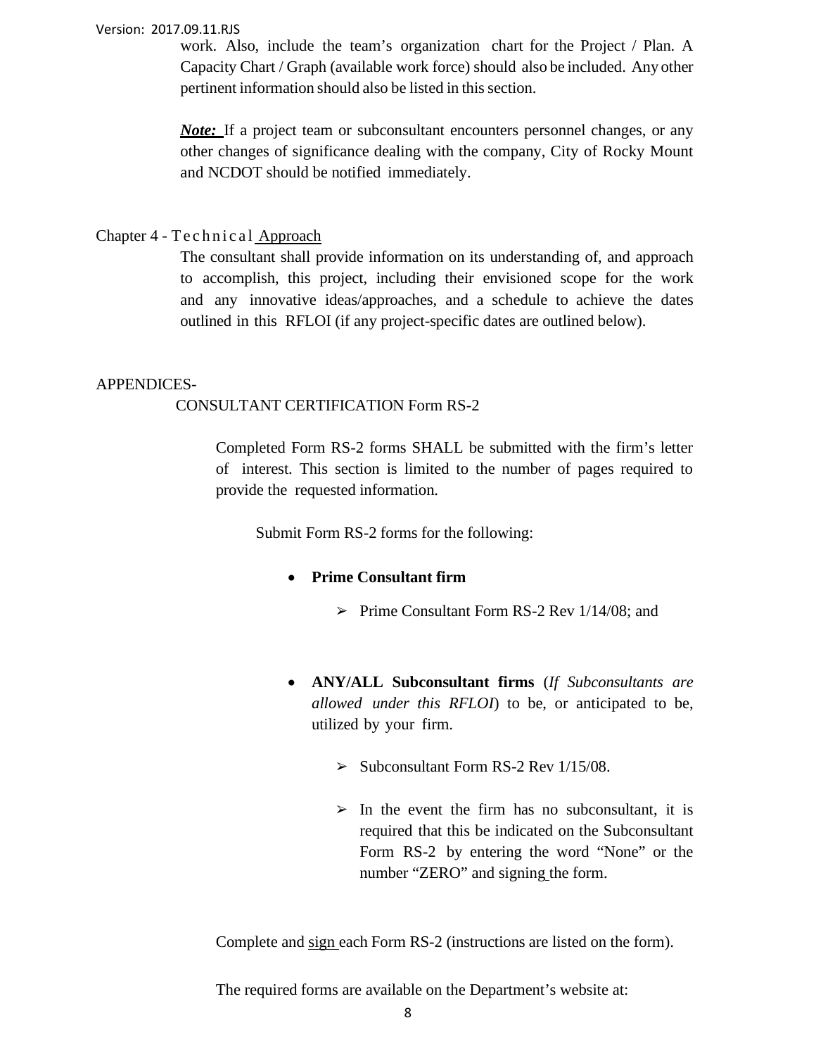work. Also, include the team's organization chart for the Project / Plan. A Capacity Chart / Graph (available work force) should also be included. Any other pertinent information should also be listed in this section.

***Note:*** If a project team or subconsultant encounters personnel changes, or any other changes of significance dealing with the company, City of Rocky Mount and NCDOT should be notified immediately.

Chapter 4 - Technical Approach

The consultant shall provide information on its understanding of, and approach to accomplish, this project, including their envisioned scope for the work and any innovative ideas/approaches, and a schedule to achieve the dates outlined in this RFLOI (if any project-specific dates are outlined below).

APPENDICES-

CONSULTANT CERTIFICATION Form RS-2

Completed Form RS-2 forms SHALL be submitted with the firm's letter of interest. This section is limited to the number of pages required to provide the requested information.

Submit Form RS-2 forms for the following:

- **Prime Consultant firm**
  - ➢ Prime Consultant Form RS-2 Rev 1/14/08; and

- **ANY/ALL Subconsultant firms** (*If Subconsultants are allowed under this RFLOI*) to be, or anticipated to be, utilized by your firm.
  - ➢ Subconsultant Form RS-2 Rev 1/15/08.
  - ➢ In the event the firm has no subconsultant, it is required that this be indicated on the Subconsultant Form RS-2 by entering the word "None" or the number "ZERO" and signing the form.

Complete and sign each Form RS-2 (instructions are listed on the form).

The required forms are available on the Department's website at: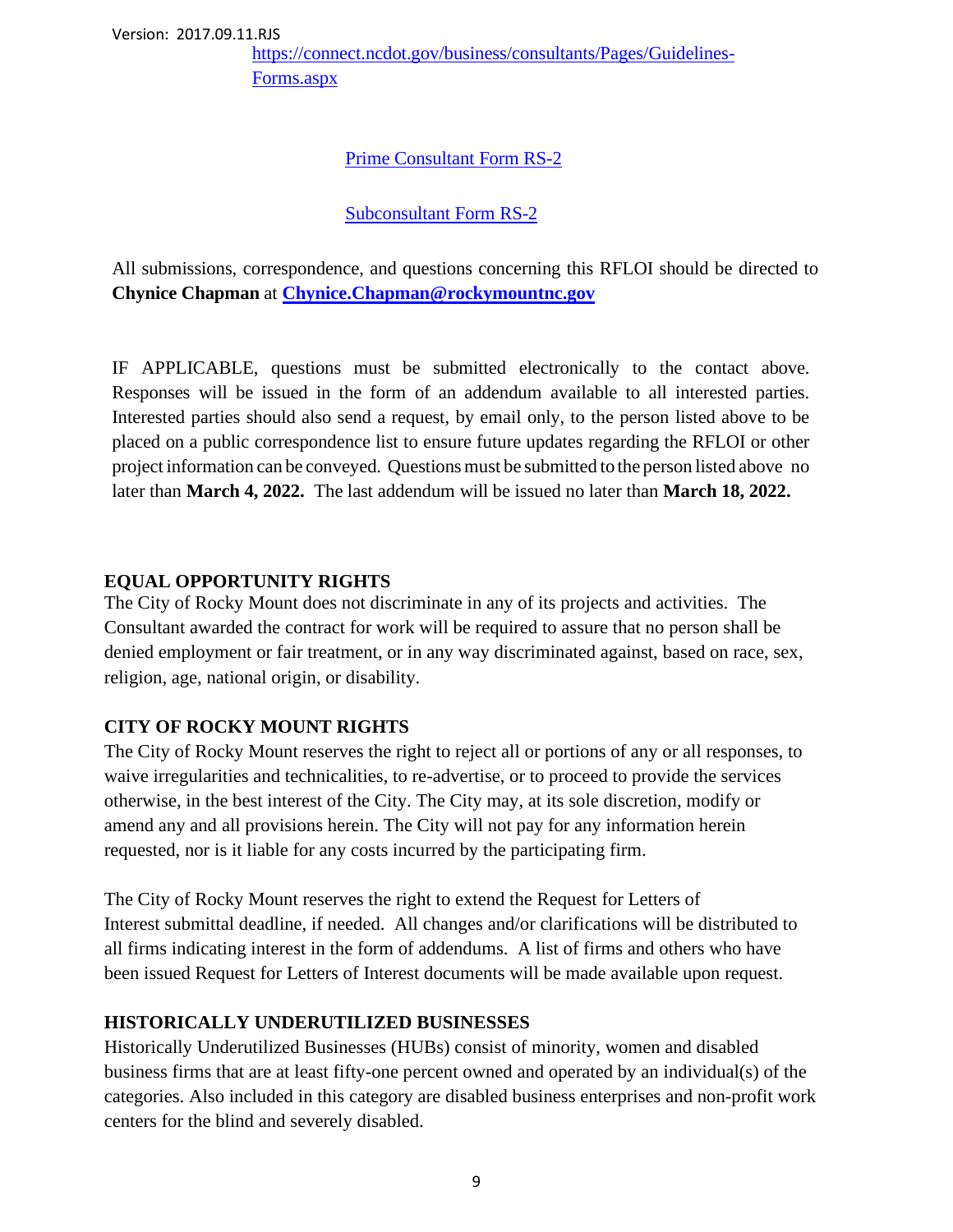https://connect.ncdot.gov/business/consultants/Pages/Guidelines-Forms.aspx

Prime Consultant Form RS-2

Subconsultant Form RS-2

All submissions, correspondence, and questions concerning this RFLOI should be directed to **Chynice Chapman** at **Chynice.Chapman@rockymountnc.gov**

IF APPLICABLE, questions must be submitted electronically to the contact above. Responses will be issued in the form of an addendum available to all interested parties. Interested parties should also send a request, by email only, to the person listed above to be placed on a public correspondence list to ensure future updates regarding the RFLOI or other project information can be conveyed. Questions must be submitted to the person listed above no later than **March 4, 2022.** The last addendum will be issued no later than **March 18, 2022.**

**EQUAL OPPORTUNITY RIGHTS**

The City of Rocky Mount does not discriminate in any of its projects and activities. The Consultant awarded the contract for work will be required to assure that no person shall be denied employment or fair treatment, or in any way discriminated against, based on race, sex, religion, age, national origin, or disability.

**CITY OF ROCKY MOUNT RIGHTS**

The City of Rocky Mount reserves the right to reject all or portions of any or all responses, to waive irregularities and technicalities, to re-advertise, or to proceed to provide the services otherwise, in the best interest of the City. The City may, at its sole discretion, modify or amend any and all provisions herein. The City will not pay for any information herein requested, nor is it liable for any costs incurred by the participating firm.

The City of Rocky Mount reserves the right to extend the Request for Letters of Interest submittal deadline, if needed. All changes and/or clarifications will be distributed to all firms indicating interest in the form of addendums. A list of firms and others who have been issued Request for Letters of Interest documents will be made available upon request.

**HISTORICALLY UNDERUTILIZED BUSINESSES**

Historically Underutilized Businesses (HUBs) consist of minority, women and disabled business firms that are at least fifty-one percent owned and operated by an individual(s) of the categories. Also included in this category are disabled business enterprises and non-profit work centers for the blind and severely disabled.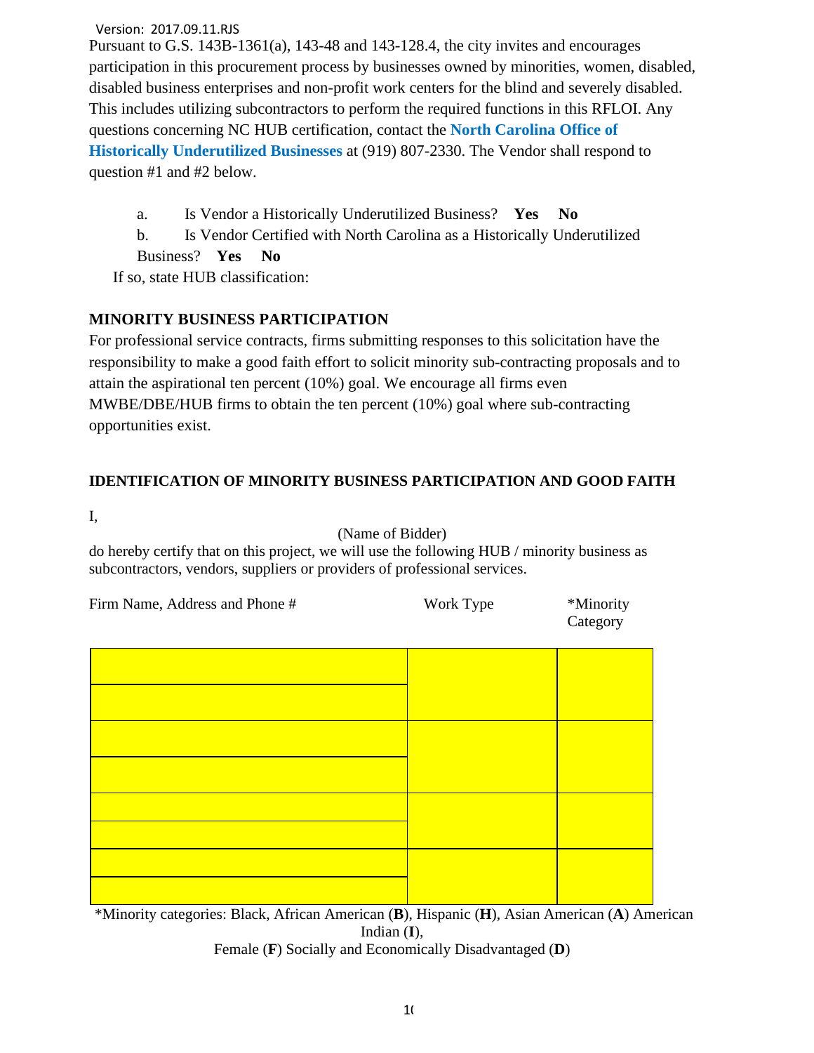Version: 2017.09.11.RJS

Pursuant to G.S. 143B-1361(a), 143-48 and 143-128.4, the city invites and encourages participation in this procurement process by businesses owned by minorities, women, disabled, disabled business enterprises and non-profit work centers for the blind and severely disabled. This includes utilizing subcontractors to perform the required functions in this RFLOI. Any questions concerning NC HUB certification, contact the **North Carolina Office of Historically Underutilized Businesses** at (919) 807-2330. The Vendor shall respond to question #1 and #2 below.

a. Is Vendor a Historically Underutilized Business? **Yes** **No**

b. Is Vendor Certified with North Carolina as a Historically Underutilized Business? **Yes** **No**

If so, state HUB classification:

**MINORITY BUSINESS PARTICIPATION**

For professional service contracts, firms submitting responses to this solicitation have the responsibility to make a good faith effort to solicit minority sub-contracting proposals and to attain the aspirational ten percent (10%) goal. We encourage all firms even MWBE/DBE/HUB firms to obtain the ten percent (10%) goal where sub-contracting opportunities exist.

**IDENTIFICATION OF MINORITY BUSINESS PARTICIPATION AND GOOD FAITH**

I,

(Name of Bidder)

do hereby certify that on this project, we will use the following HUB / minority business as subcontractors, vendors, suppliers or providers of professional services.

| Firm Name, Address and Phone # | Work Type | *Minority Category |
|---|---|---|
| | | |
| | | |
| | | |
| | | |
| | | |
| | | |
| | | |
| | | |

*Minority categories: Black, African American (**B**), Hispanic (**H**), Asian American (**A**) American Indian (**I**), Female (**F**) Socially and Economically Disadvantaged (**D**)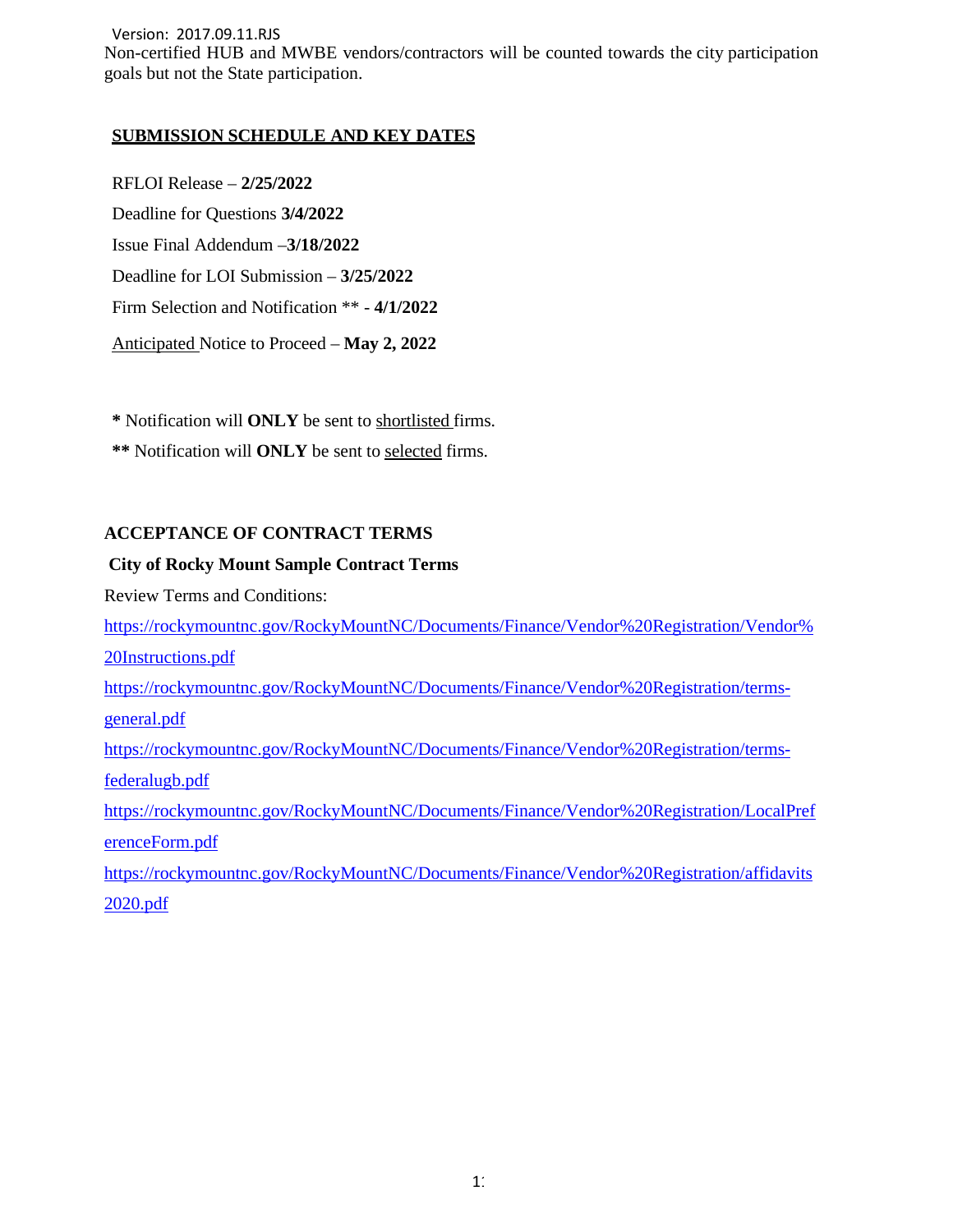Non-certified HUB and MWBE vendors/contractors will be counted towards the city participation goals but not the State participation.

## SUBMISSION SCHEDULE AND KEY DATES

RFLOI Release – **2/25/2022**

Deadline for Questions **3/4/2022**

Issue Final Addendum –**3/18/2022**

Deadline for LOI Submission – **3/25/2022**

Firm Selection and Notification ** - **4/1/2022**

Anticipated Notice to Proceed – **May 2, 2022**

**\*** Notification will **ONLY** be sent to shortlisted firms.

**\*\*** Notification will **ONLY** be sent to selected firms.

## ACCEPTANCE OF CONTRACT TERMS

**City of Rocky Mount Sample Contract Terms**

Review Terms and Conditions:

https://rockymountnc.gov/RockyMountNC/Documents/Finance/Vendor%20Registration/Vendor%20Instructions.pdf

https://rockymountnc.gov/RockyMountNC/Documents/Finance/Vendor%20Registration/terms-general.pdf

https://rockymountnc.gov/RockyMountNC/Documents/Finance/Vendor%20Registration/terms-federalugb.pdf

https://rockymountnc.gov/RockyMountNC/Documents/Finance/Vendor%20Registration/LocalPreferenceForm.pdf

https://rockymountnc.gov/RockyMountNC/Documents/Finance/Vendor%20Registration/affidavits2020.pdf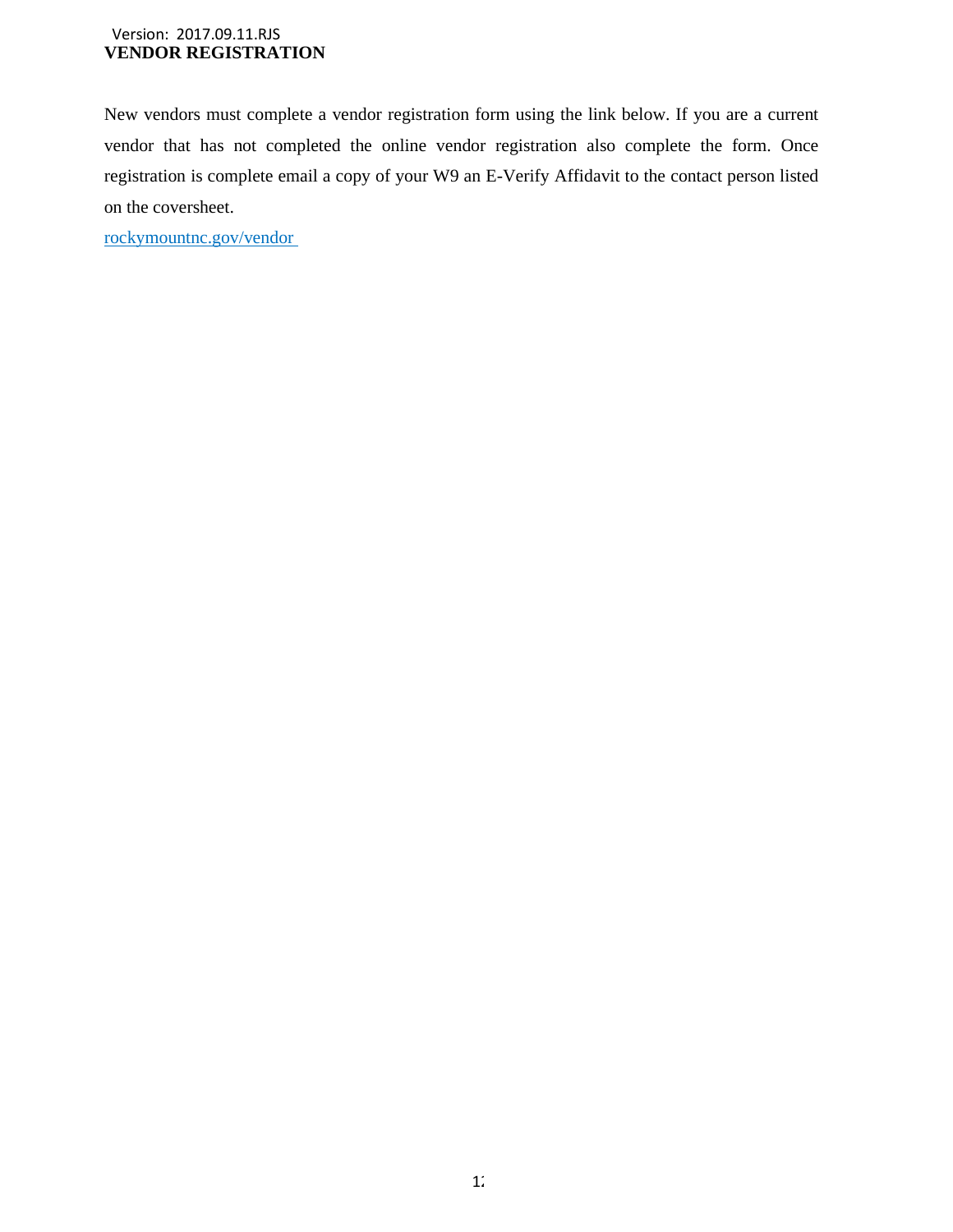# VENDOR REGISTRATION

New vendors must complete a vendor registration form using the link below. If you are a current vendor that has not completed the online vendor registration also complete the form. Once registration is complete email a copy of your W9 an E-Verify Affidavit to the contact person listed on the coversheet.

rockymountnc.gov/vendor